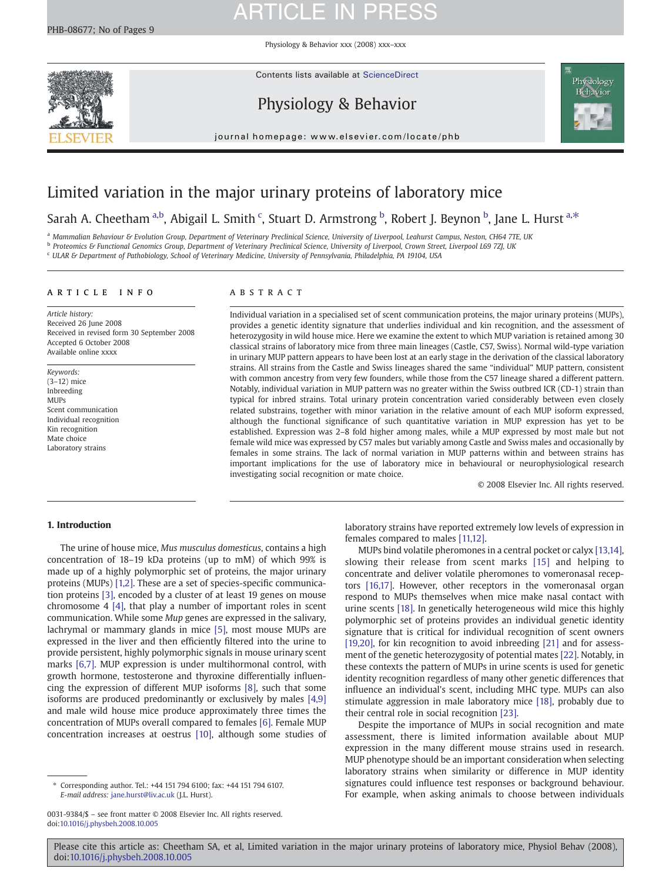# Limited variation in the major urinary proteins of laboratory mice

Sarah A. Cheetham [a,b], Abigail L. Smith [c], Stuart D. Armstrong [b], Robert J. Beynon [b], Jane L. Hurst [a,*]

[a] Mammalian Behaviour & Evolution Group, Department of Veterinary Preclinical Science, University of Liverpool, Leahurst Campus, Neston, CH64 7TE, UK
[b] Proteomics & Functional Genomics Group, Department of Veterinary Preclinical Science, University of Liverpool, Crown Street, Liverpool L69 7ZJ, UK
[c] ULAR & Department of Pathobiology, School of Veterinary Medicine, University of Pennsylvania, Philadelphia, PA 19104, USA

## ARTICLE INFO

*Article history:*
Received 26 June 2008
Received in revised form 30 September 2008
Accepted 6 October 2008
Available online xxxx

*Keywords:*
(3–12) mice
Inbreeding
MUPs
Scent communication
Individual recognition
Kin recognition
Mate choice
Laboratory strains

## ABSTRACT

Individual variation in a specialised set of scent communication proteins, the major urinary proteins (MUPs), provides a genetic identity signature that underlies individual and kin recognition, and the assessment of heterozygosity in wild house mice. Here we examine the extent to which MUP variation is retained among 30 classical strains of laboratory mice from three main lineages (Castle, C57, Swiss). Normal wild-type variation in urinary MUP pattern appears to have been lost at an early stage in the derivation of the classical laboratory strains. All strains from the Castle and Swiss lineages shared the same "individual" MUP pattern, consistent with common ancestry from very few founders, while those from the C57 lineage shared a different pattern. Notably, individual variation in MUP pattern was no greater within the Swiss outbred ICR (CD-1) strain than typical for inbred strains. Total urinary protein concentration varied considerably between even closely related substrains, together with minor variation in the relative amount of each MUP isoform expressed, although the functional significance of such quantitative variation in MUP expression has yet to be established. Expression was 2–8 fold higher among males, while a MUP expressed by most male but not female wild mice was expressed by C57 males but variably among Castle and Swiss males and occasionally by females in some strains. The lack of normal variation in MUP patterns within and between strains has important implications for the use of laboratory mice in behavioural or neurophysiological research investigating social recognition or mate choice.

© 2008 Elsevier Inc. All rights reserved.

## 1. Introduction

The urine of house mice, *Mus musculus domesticus*, contains a high concentration of 18–19 kDa proteins (up to mM) of which 99% is made up of a highly polymorphic set of proteins, the major urinary proteins (MUPs) [1,2]. These are a set of species-specific communication proteins [3], encoded by a cluster of at least 19 genes on mouse chromosome 4 [4], that play a number of important roles in scent communication. While some *Mup* genes are expressed in the salivary, lachrymal or mammary glands in mice [5], most mouse MUPs are expressed in the liver and then efficiently filtered into the urine to provide persistent, highly polymorphic signals in mouse urinary scent marks [6,7]. MUP expression is under multihormonal control, with growth hormone, testosterone and thyroxine differentially influencing the expression of different MUP isoforms [8], such that some isoforms are produced predominantly or exclusively by males [4,9] and male wild house mice produce approximately three times the concentration of MUPs overall compared to females [6]. Female MUP concentration increases at oestrus [10], although some studies of laboratory strains have reported extremely low levels of expression in females compared to males [11,12].

MUPs bind volatile pheromones in a central pocket or calyx [13,14], slowing their release from scent marks [15] and helping to concentrate and deliver volatile pheromones to vomeronasal receptors [16,17]. However, other receptors in the vomeronasal organ respond to MUPs themselves when mice make nasal contact with urine scents [18]. In genetically heterogeneous wild mice this highly polymorphic set of proteins provides an individual genetic identity signature that is critical for individual recognition of scent owners [19,20], for kin recognition to avoid inbreeding [21] and for assessment of the genetic heterozygosity of potential mates [22]. Notably, in these contexts the pattern of MUPs in urine scents is used for genetic identity recognition regardless of many other genetic differences that influence an individual's scent, including MHC type. MUPs can also stimulate aggression in male laboratory mice [18], probably due to their central role in social recognition [23].

Despite the importance of MUPs in social recognition and mate assessment, there is limited information available about MUP expression in the many different mouse strains used in research. MUP phenotype should be an important consideration when selecting laboratory strains when similarity or difference in MUP identity signatures could influence test responses or background behaviour. For example, when asking animals to choose between individuals

* Corresponding author. Tel.: +44 151 794 6100; fax: +44 151 794 6107.
*E-mail address:* jane.hurst@liv.ac.uk (J.L. Hurst).

0031-9384/$ – see front matter © 2008 Elsevier Inc. All rights reserved.
doi:10.1016/j.physbeh.2008.10.005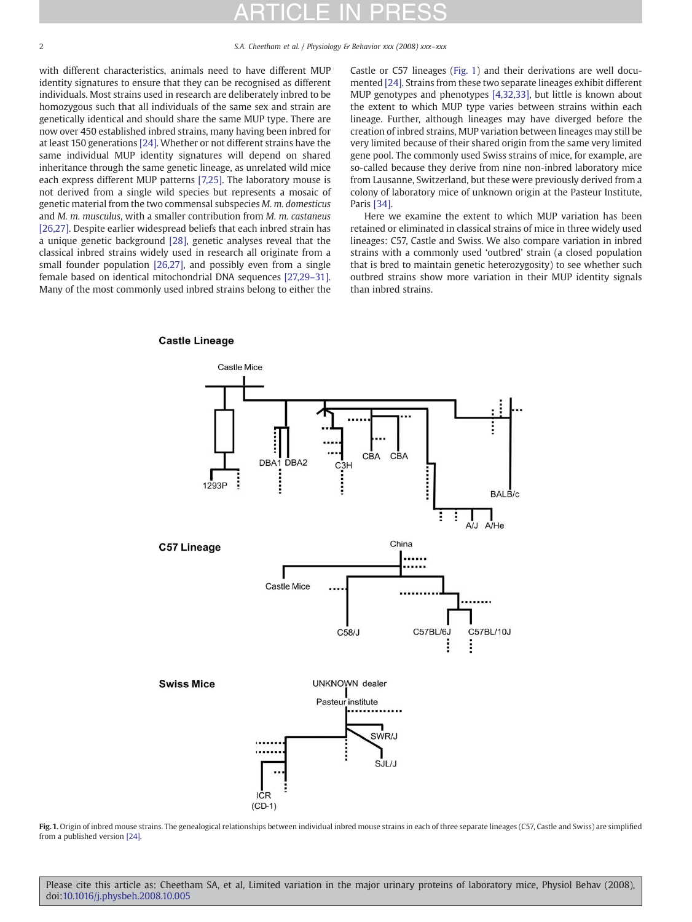with different characteristics, animals need to have different MUP identity signatures to ensure that they can be recognised as different individuals. Most strains used in research are deliberately inbred to be homozygous such that all individuals of the same sex and strain are genetically identical and should share the same MUP type. There are now over 450 established inbred strains, many having been inbred for at least 150 generations [24]. Whether or not different strains have the same individual MUP identity signatures will depend on shared inheritance through the same genetic lineage, as unrelated wild mice each express different MUP patterns [7,25]. The laboratory mouse is not derived from a single wild species but represents a mosaic of genetic material from the two commensal subspecies *M. m. domesticus* and *M. m. musculus*, with a smaller contribution from *M. m. castaneus* [26,27]. Despite earlier widespread beliefs that each inbred strain has a unique genetic background [28], genetic analyses reveal that the classical inbred strains widely used in research all originate from a small founder population [26,27], and possibly even from a single female based on identical mitochondrial DNA sequences [27,29–31]. Many of the most commonly used inbred strains belong to either the Castle or C57 lineages (Fig. 1) and their derivations are well documented [24]. Strains from these two separate lineages exhibit different MUP genotypes and phenotypes [4,32,33], but little is known about the extent to which MUP type varies between strains within each lineage. Further, although lineages may have diverged before the creation of inbred strains, MUP variation between lineages may still be very limited because of their shared origin from the same very limited gene pool. The commonly used Swiss strains of mice, for example, are so-called because they derive from nine non-inbred laboratory mice from Lausanne, Switzerland, but these were previously derived from a colony of laboratory mice of unknown origin at the Pasteur Institute, Paris [34].

Here we examine the extent to which MUP variation has been retained or eliminated in classical strains of mice in three widely used lineages: C57, Castle and Swiss. We also compare variation in inbred strains with a commonly used 'outbred' strain (a closed population that is bred to maintain genetic heterozygosity) to see whether such outbred strains show more variation in their MUP identity signals than inbred strains.

**Fig. 1.** Origin of inbred mouse strains. The genealogical relationships between individual inbred mouse strains in each of three separate lineages (C57, Castle and Swiss) are simplified from a published version [24].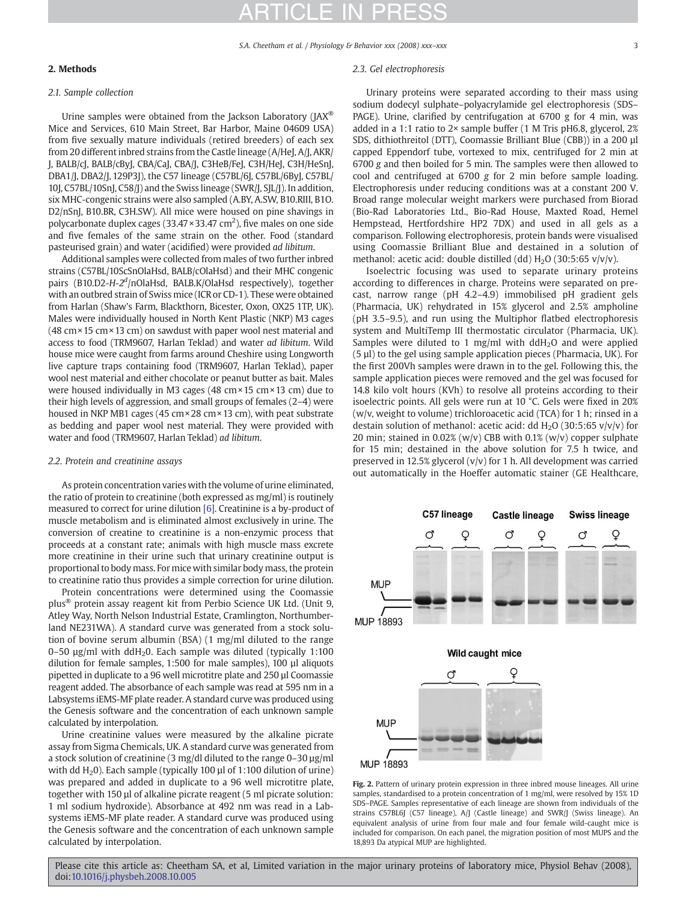## 2. Methods

### 2.1. Sample collection

Urine samples were obtained from the Jackson Laboratory (JAX® Mice and Services, 610 Main Street, Bar Harbor, Maine 04609 USA) from five sexually mature individuals (retired breeders) of each sex from 20 different inbred strains from the Castle lineage (A/HeJ, A/J, AKR/J, BALB/cJ, BALB/cByJ, CBA/CaJ, CBA/J, C3HeB/FeJ, C3H/HeJ, C3H/HeSnJ, DBA1/J, DBA2/J, 129P3J), the C57 lineage (C57BL/6J, C57BL/6ByJ, C57BL/10J, C57BL/10SnJ, C58/J) and the Swiss lineage (SWR/J, SJL/J). In addition, six MHC-congenic strains were also sampled (A.BY, A.SW, B10.RIII, B10.D2/nSnJ, B10.BR, C3H.SW). All mice were housed on pine shavings in polycarbonate duplex cages (33.47×33.47 $cm^2$), five males on one side and five females of the same strain on the other. Food (standard pasteurised grain) and water (acidified) were provided *ad libitum*.

Additional samples were collected from males of two further inbred strains (C57BL/10ScSnOlaHsd, BALB/cOlaHsd) and their MHC congenic pairs (B10.D2-*H-2*$^d$/nOlaHsd, BALB.K/OlaHsd respectively), together with an outbred strain of Swiss mice (ICR or CD-1). These were obtained from Harlan (Shaw's Farm, Blackthorn, Bicester, Oxon, OX25 1TP, UK). Males were individually housed in North Kent Plastic (NKP) M3 cages (48 cm×15 cm×13 cm) on sawdust with paper wool nest material and access to food (TRM9607, Harlan Teklad) and water *ad libitum*. Wild house mice were caught from farms around Cheshire using Longworth live capture traps containing food (TRM9607, Harlan Teklad), paper wool nest material and either chocolate or peanut butter as bait. Males were housed individually in M3 cages (48 cm×15 cm×13 cm) due to their high levels of aggression, and small groups of females (2–4) were housed in NKP MB1 cages (45 cm×28 cm×13 cm), with peat substrate as bedding and paper wool nest material. They were provided with water and food (TRM9607, Harlan Teklad) *ad libitum*.

### 2.2. Protein and creatinine assays

As protein concentration varies with the volume of urine eliminated, the ratio of protein to creatinine (both expressed as mg/ml) is routinely measured to correct for urine dilution [6]. Creatinine is a by-product of muscle metabolism and is eliminated almost exclusively in urine. The conversion of creatine to creatinine is a non-enzymic process that proceeds at a constant rate; animals with high muscle mass excrete more creatinine in their urine such that urinary creatinine output is proportional to body mass. For mice with similar body mass, the protein to creatinine ratio thus provides a simple correction for urine dilution.

Protein concentrations were determined using the Coomassie plus® protein assay reagent kit from Perbio Science UK Ltd. (Unit 9, Atley Way, North Nelson Industrial Estate, Cramlington, Northumberland NE231WA). A standard curve was generated from a stock solution of bovine serum albumin (BSA) (1 mg/ml diluted to the range 0–50 µg/ml with $ddH_2O$. Each sample was diluted (typically 1:100 dilution for female samples, 1:500 for male samples), 100 µl aliquots pipetted in duplicate to a 96 well microtitre plate and 250 µl Coomassie reagent added. The absorbance of each sample was read at 595 nm in a Labsystems iEMS-MF plate reader. A standard curve was produced using the Genesis software and the concentration of each unknown sample calculated by interpolation.

Urine creatinine values were measured by the alkaline picrate assay from Sigma Chemicals, UK. A standard curve was generated from a stock solution of creatinine (3 mg/dl diluted to the range 0–30 µg/ml with dd $H_2O$). Each sample (typically 100 µl of 1:100 dilution of urine) was prepared and added in duplicate to a 96 well microtitre plate, together with 150 µl of alkaline picrate reagent (5 ml picrate solution: 1 ml sodium hydroxide). Absorbance at 492 nm was read in a Labsystems iEMS-MF plate reader. A standard curve was produced using the Genesis software and the concentration of each unknown sample calculated by interpolation.

### 2.3. Gel electrophoresis

Urinary proteins were separated according to their mass using sodium dodecyl sulphate–polyacrylamide gel electrophoresis (SDS–PAGE). Urine, clarified by centrifugation at 6700 g for 4 min, was added in a 1:1 ratio to 2× sample buffer (1 M Tris pH6.8, glycerol, 2% SDS, dithiothreitol (DTT), Coomassie Brilliant Blue (CBB)) in a 200 µl capped Eppendorf tube, vortexed to mix, centrifuged for 2 min at 6700 *g* and then boiled for 5 min. The samples were then allowed to cool and centrifuged at 6700 *g* for 2 min before sample loading. Electrophoresis under reducing conditions was at a constant 200 V. Broad range molecular weight markers were purchased from Biorad (Bio-Rad Laboratories Ltd., Bio-Rad House, Maxted Road, Hemel Hempstead, Hertfordshire HP2 7DX) and used in all gels as a comparison. Following electrophoresis, protein bands were visualised using Coomassie Brilliant Blue and destained in a solution of methanol: acetic acid: double distilled (dd) $H_2O$ (30:5:65 v/v/v).

Isoelectric focusing was used to separate urinary proteins according to differences in charge. Proteins were separated on pre-cast, narrow range (pH 4.2–4.9) immobilised pH gradient gels (Pharmacia, UK) rehydrated in 15% glycerol and 2.5% ampholine (pH 3.5–9.5), and run using the Multiphor flatbed electrophoresis system and MultiTemp III thermostatic circulator (Pharmacia, UK). Samples were diluted to 1 mg/ml with $ddH_2O$ and were applied (5 µl) to the gel using sample application pieces (Pharmacia, UK). For the first 200Vh samples were drawn in to the gel. Following this, the sample application pieces were removed and the gel was focused for 14.8 kilo volt hours (KVh) to resolve all proteins according to their isoelectric points. All gels were run at 10 °C. Gels were fixed in 20% (w/v, weight to volume) trichloroacetic acid (TCA) for 1 h; rinsed in a destain solution of methanol: acetic acid: dd $H_2O$ (30:5:65 v/v/v) for 20 min; stained in 0.02% (w/v) CBB with 0.1% (w/v) copper sulphate for 15 min; destained in the above solution for 7.5 h twice, and preserved in 12.5% glycerol (v/v) for 1 h. All development was carried out automatically in the Hoeffer automatic stainer (GE Healthcare,

Fig. 2. Pattern of urinary protein expression in three inbred mouse lineages. All urine samples, standardised to a protein concentration of 1 mg/ml, were resolved by 15% 1D SDS–PAGE. Samples representative of each lineage are shown from individuals of the strains C57BL6J (C57 lineage), A/J (Castle lineage) and SWR/J (Swiss lineage). An equivalent analysis of urine from four male and four female wild-caught mice is included for comparison. On each panel, the migration position of most MUPS and the 18,893 Da atypical MUP are highlighted.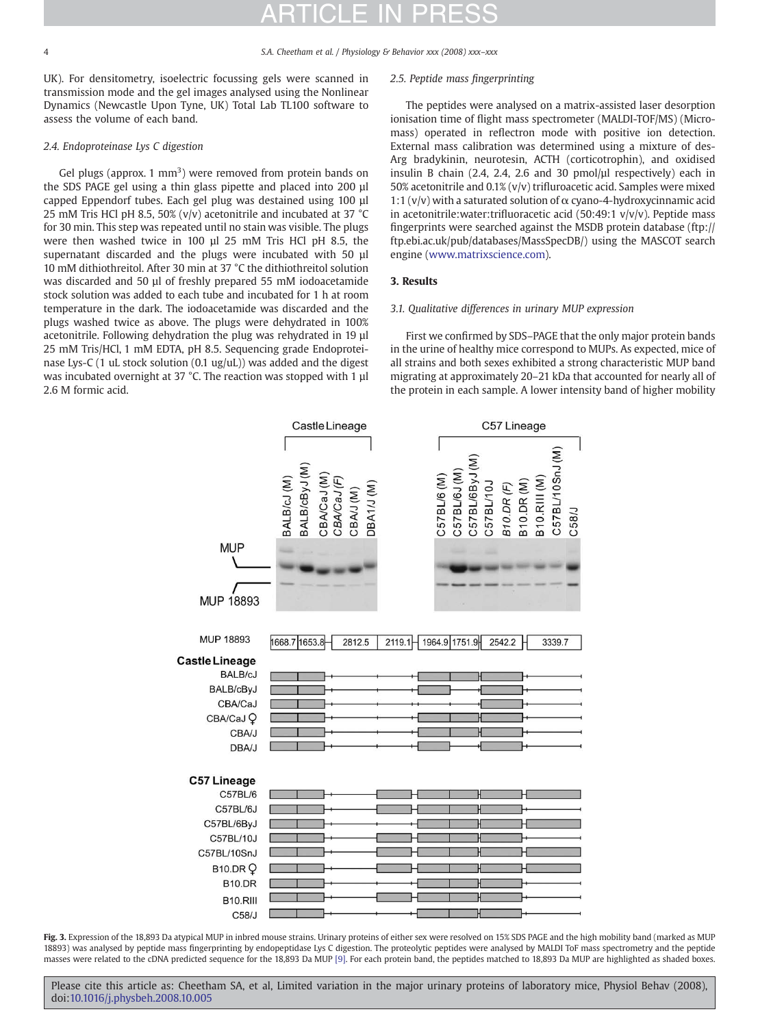UK). For densitometry, isoelectric focussing gels were scanned in transmission mode and the gel images analysed using the Nonlinear Dynamics (Newcastle Upon Tyne, UK) Total Lab TL100 software to assess the volume of each band.

### 2.4. Endoproteinase Lys C digestion

Gel plugs (approx. 1 $mm^3$) were removed from protein bands on the SDS PAGE gel using a thin glass pipette and placed into 200 µl capped Eppendorf tubes. Each gel plug was destained using 100 µl 25 mM Tris HCl pH 8.5, 50% (v/v) acetonitrile and incubated at 37 °C for 30 min. This step was repeated until no stain was visible. The plugs were then washed twice in 100 µl 25 mM Tris HCl pH 8.5, the supernatant discarded and the plugs were incubated with 50 µl 10 mM dithiothreitol. After 30 min at 37 °C the dithiothreitol solution was discarded and 50 µl of freshly prepared 55 mM iodoacetamide stock solution was added to each tube and incubated for 1 h at room temperature in the dark. The iodoacetamide was discarded and the plugs washed twice as above. The plugs were dehydrated in 100% acetonitrile. Following dehydration the plug was rehydrated in 19 µl 25 mM Tris/HCl, 1 mM EDTA, pH 8.5. Sequencing grade Endoproteinase Lys-C (1 uL stock solution (0.1 ug/uL)) was added and the digest was incubated overnight at 37 °C. The reaction was stopped with 1 µl 2.6 M formic acid.

### 2.5. Peptide mass fingerprinting

The peptides were analysed on a matrix-assisted laser desorption ionisation time of flight mass spectrometer (MALDI-TOF/MS) (Micromass) operated in reflectron mode with positive ion detection. External mass calibration was determined using a mixture of des-Arg bradykinin, neurotesin, ACTH (corticotrophin), and oxidised insulin B chain (2.4, 2.4, 2.6 and 30 pmol/µl respectively) each in 50% acetonitrile and 0.1% (v/v) trifluroacetic acid. Samples were mixed 1:1 (v/v) with a saturated solution of α cyano-4-hydroxycinnamic acid in acetonitrile:water:trifluroacetic acid (50:49:1 v/v/v). Peptide mass fingerprints were searched against the MSDB protein database (ftp://ftp.ebi.ac.uk/pub/databases/MassSpecDB/) using the MASCOT search engine (www.matrixscience.com).

## 3. Results

### 3.1. Qualitative differences in urinary MUP expression

First we confirmed by SDS–PAGE that the only major protein bands in the urine of healthy mice correspond to MUPs. As expected, mice of all strains and both sexes exhibited a strong characteristic MUP band migrating at approximately 20–21 kDa that accounted for nearly all of the protein in each sample. A lower intensity band of higher mobility

**Fig. 3.** Expression of the 18,893 Da atypical MUP in inbred mouse strains. Urinary proteins of either sex were resolved on 15% SDS PAGE and the high mobility band (marked as MUP 18893) was analysed by peptide mass fingerprinting by endopeptidase Lys C digestion. The proteolytic peptides were analysed by MALDI ToF mass spectrometry and the peptide masses were related to the cDNA predicted sequence for the 18,893 Da MUP [9]. For each protein band, the peptides matched to 18,893 Da MUP are highlighted as shaded boxes.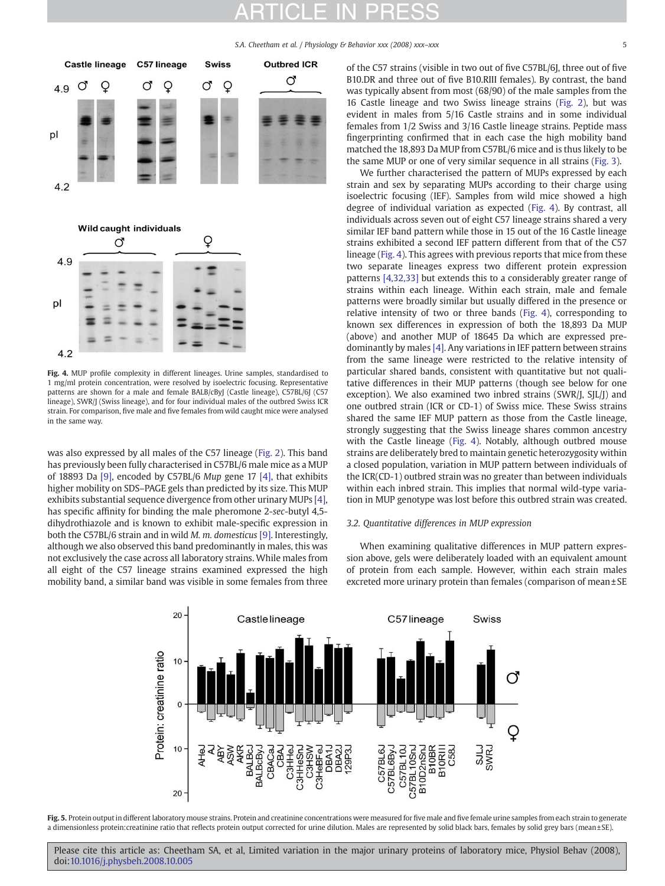Fig. 4. MUP profile complexity in different lineages. Urine samples, standardised to 1 mg/ml protein concentration, were resolved by isoelectric focusing. Representative patterns are shown for a male and female BALB/cByJ (Castle lineage), C57BL/6J (C57 lineage), SWR/J (Swiss lineage), and for four individual males of the outbred Swiss ICR strain. For comparison, five male and five females from wild caught mice were analysed in the same way.

was also expressed by all males of the C57 lineage (Fig. 2). This band has previously been fully characterised in C57BL/6 male mice as a MUP of 18893 Da [9], encoded by C57BL/6 *Mup* gene 17 [4], that exhibits higher mobility on SDS–PAGE gels than predicted by its size. This MUP exhibits substantial sequence divergence from other urinary MUPs [4], has specific affinity for binding the male pheromone 2-*sec*-butyl 4,5-dihydrothiazole and is known to exhibit male-specific expression in both the C57BL/6 strain and in wild *M. m. domesticus* [9]. Interestingly, although we also observed this band predominantly in males, this was not exclusively the case across all laboratory strains. While males from all eight of the C57 lineage strains examined expressed the high mobility band, a similar band was visible in some females from three of the C57 strains (visible in two out of five C57BL/6J, three out of five B10.DR and three out of five B10.RIII females). By contrast, the band was typically absent from most (68/90) of the male samples from the 16 Castle lineage and two Swiss lineage strains (Fig. 2), but was evident in males from 5/16 Castle strains and in some individual females from 1/2 Swiss and 3/16 Castle lineage strains. Peptide mass fingerprinting confirmed that in each case the high mobility band matched the 18,893 Da MUP from C57BL/6 mice and is thus likely to be the same MUP or one of very similar sequence in all strains (Fig. 3).

We further characterised the pattern of MUPs expressed by each strain and sex by separating MUPs according to their charge using isoelectric focusing (IEF). Samples from wild mice showed a high degree of individual variation as expected (Fig. 4). By contrast, all individuals across seven out of eight C57 lineage strains shared a very similar IEF band pattern while those in 15 out of the 16 Castle lineage strains exhibited a second IEF pattern different from that of the C57 lineage (Fig. 4). This agrees with previous reports that mice from these two separate lineages express two different protein expression patterns [4,32,33] but extends this to a considerably greater range of strains within each lineage. Within each strain, male and female patterns were broadly similar but usually differed in the presence or relative intensity of two or three bands (Fig. 4), corresponding to known sex differences in expression of both the 18,893 Da MUP (above) and another MUP of 18645 Da which are expressed predominantly by males [4]. Any variations in IEF pattern between strains from the same lineage were restricted to the relative intensity of particular shared bands, consistent with quantitative but not qualitative differences in their MUP patterns (though see below for one exception). We also examined two inbred strains (SWR/J, SJL/J) and one outbred strain (ICR or CD-1) of Swiss mice. These Swiss strains shared the same IEF MUP pattern as those from the Castle lineage, strongly suggesting that the Swiss lineage shares common ancestry with the Castle lineage (Fig. 4). Notably, although outbred mouse strains are deliberately bred to maintain genetic heterozygosity within a closed population, variation in MUP pattern between individuals of the ICR(CD-1) outbred strain was no greater than between individuals within each inbred strain. This implies that normal wild-type variation in MUP genotype was lost before this outbred strain was created.

### 3.2. Quantitative differences in MUP expression

When examining qualitative differences in MUP pattern expression above, gels were deliberately loaded with an equivalent amount of protein from each sample. However, within each strain males excreted more urinary protein than females (comparison of mean ± SE

Fig. 5. Protein output in different laboratory mouse strains. Protein and creatinine concentrations were measured for five male and five female urine samples from each strain to generate a dimensionless protein:creatinine ratio that reflects protein output corrected for urine dilution. Males are represented by solid black bars, females by solid grey bars (mean ± SE).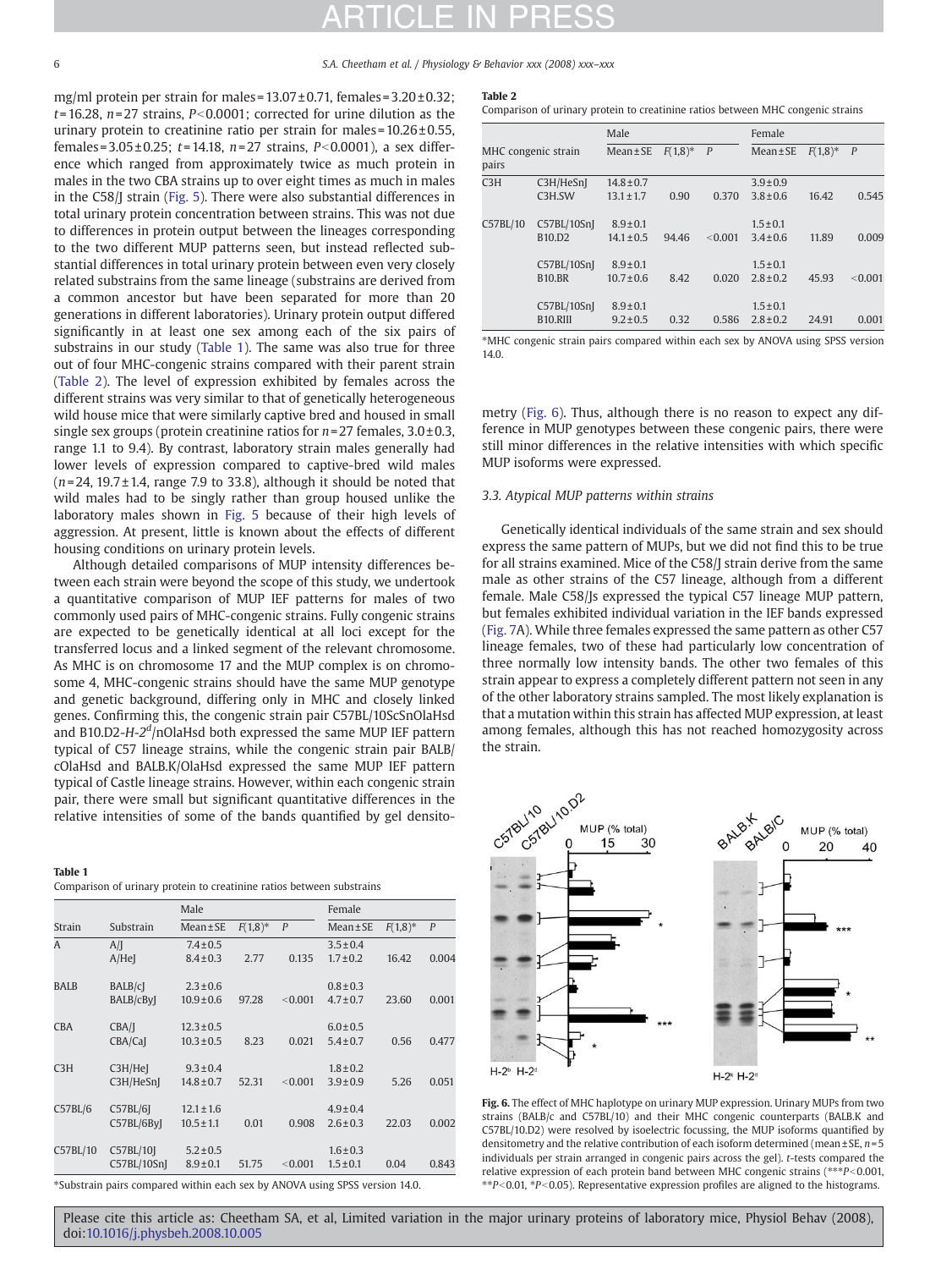mg/ml protein per strain for males = 13.07 ± 0.71, females = 3.20 ± 0.32; $t$ = 16.28, $n$ = 27 strains, $P$ < 0.0001; corrected for urine dilution as the urinary protein to creatinine ratio per strain for males = 10.26 ± 0.55, females = 3.05 ± 0.25; $t$ = 14.18, $n$ = 27 strains, $P$ < 0.0001), a sex difference which ranged from approximately twice as much protein in males in the two CBA strains up to over eight times as much in males in the C58/J strain (Fig. 5). There were also substantial differences in total urinary protein concentration between strains. This was not due to differences in protein output between the lineages corresponding to the two different MUP patterns seen, but instead reflected substantial differences in total urinary protein between even very closely related substrains from the same lineage (substrains are derived from a common ancestor but have been separated for more than 20 generations in different laboratories). Urinary protein output differed significantly in at least one sex among each of the six pairs of substrains in our study (Table 1). The same was also true for three out of four MHC-congenic strains compared with their parent strain (Table 2). The level of expression exhibited by females across the different strains was very similar to that of genetically heterogeneous wild house mice that were similarly captive bred and housed in small single sex groups (protein creatinine ratios for $n$ = 27 females, 3.0 ± 0.3, range 1.1 to 9.4). By contrast, laboratory strain males generally had lower levels of expression compared to captive-bred wild males ($n$ = 24, 19.7 ± 1.4, range 7.9 to 33.8), although it should be noted that wild males had to be singly rather than group housed unlike the laboratory males shown in Fig. 5 because of their high levels of aggression. At present, little is known about the effects of different housing conditions on urinary protein levels.

Although detailed comparisons of MUP intensity differences between each strain were beyond the scope of this study, we undertook a quantitative comparison of MUP IEF patterns for males of two commonly used pairs of MHC-congenic strains. Fully congenic strains are expected to be genetically identical at all loci except for the transferred locus and a linked segment of the relevant chromosome. As MHC is on chromosome 17 and the MUP complex is on chromosome 4, MHC-congenic strains should have the same MUP genotype and genetic background, differing only in MHC and closely linked genes. Confirming this, the congenic strain pair C57BL/10ScSnOlaHsd and B10.D2-*H-2*$^{d}$/nOlaHsd both expressed the same MUP IEF pattern typical of C57 lineage strains, while the congenic strain pair BALB/cOlaHsd and BALB.K/OlaHsd expressed the same MUP IEF pattern typical of Castle lineage strains. However, within each congenic strain pair, there were small but significant quantitative differences in the relative intensities of some of the bands quantified by gel densitometry (Fig. 6). Thus, although there is no reason to expect any difference in MUP genotypes between these congenic pairs, there were still minor differences in the relative intensities with which specific MUP isoforms were expressed.

**Table 1**
Comparison of urinary protein to creatinine ratios between substrains

| Strain | Substrain | Male Mean ± SE | Male $F_{(1,8)}$* | Male $P$ | Female Mean ± SE | Female $F_{(1,8)}$* | Female $P$ |
|---|---|---|---|---|---|---|---|
| A | A/J | 7.4 ± 0.5 | | | 3.5 ± 0.4 | | |
| | A/HeJ | 8.4 ± 0.3 | 2.77 | 0.135 | 1.7 ± 0.2 | 16.42 | 0.004 |
| BALB | BALB/cJ | 2.3 ± 0.6 | | | 0.8 ± 0.3 | | |
| | BALB/cByJ | 10.9 ± 0.6 | 97.28 | <0.001 | 4.7 ± 0.7 | 23.60 | 0.001 |
| CBA | CBA/J | 12.3 ± 0.5 | | | 6.0 ± 0.5 | | |
| | CBA/CaJ | 10.3 ± 0.5 | 8.23 | 0.021 | 5.4 ± 0.7 | 0.56 | 0.477 |
| C3H | C3H/HeJ | 9.3 ± 0.4 | | | 1.8 ± 0.2 | | |
| | C3H/HeSnJ | 14.8 ± 0.7 | 52.31 | <0.001 | 3.9 ± 0.9 | 5.26 | 0.051 |
| C57BL/6 | C57BL/6J | 12.1 ± 1.6 | | | 4.9 ± 0.4 | | |
| | C57BL/6ByJ | 10.5 ± 1.1 | 0.01 | 0.908 | 2.6 ± 0.3 | 22.03 | 0.002 |
| C57BL/10 | C57BL/10J | 5.2 ± 0.5 | | | 1.6 ± 0.3 | | |
| | C57BL/10SnJ | 8.9 ± 0.1 | 51.75 | <0.001 | 1.5 ± 0.1 | 0.04 | 0.843 |

*Substrain pairs compared within each sex by ANOVA using SPSS version 14.0.

**Table 2**
Comparison of urinary protein to creatinine ratios between MHC congenic strains

| MHC congenic strain pairs | | Male Mean ± SE | Male $F_{(1,8)}$* | Male $P$ | Female Mean ± SE | Female $F_{(1,8)}$* | Female $P$ |
|---|---|---|---|---|---|---|---|
| C3H | C3H/HeSnJ | 14.8 ± 0.7 | | | 3.9 ± 0.9 | | |
| | C3H.SW | 13.1 ± 1.7 | 0.90 | 0.370 | 3.8 ± 0.6 | 16.42 | 0.545 |
| C57BL/10 | C57BL/10SnJ | 8.9 ± 0.1 | | | 1.5 ± 0.1 | | |
| | B10.D2 | 14.1 ± 0.5 | 94.46 | <0.001 | 3.4 ± 0.6 | 11.89 | 0.009 |
| | C57BL/10SnJ | 8.9 ± 0.1 | | | 1.5 ± 0.1 | | |
| | B10.BR | 10.7 ± 0.6 | 8.42 | 0.020 | 2.8 ± 0.2 | 45.93 | <0.001 |
| | C57BL/10SnJ | 8.9 ± 0.1 | | | 1.5 ± 0.1 | | |
| | B10.RIII | 9.2 ± 0.5 | 0.32 | 0.586 | 2.8 ± 0.2 | 24.91 | 0.001 |

*MHC congenic strain pairs compared within each sex by ANOVA using SPSS version 14.0.

### 3.3. Atypical MUP patterns within strains

Genetically identical individuals of the same strain and sex should express the same pattern of MUPs, but we did not find this to be true for all strains examined. Mice of the C58/J strain derive from the same male as other strains of the C57 lineage, although from a different female. Male C58/Js expressed the typical C57 lineage MUP pattern, but females exhibited individual variation in the IEF bands expressed (Fig. 7A). While three females expressed the same pattern as other C57 lineage females, two of these had particularly low concentration of three normally low intensity bands. The other two females of this strain appear to express a completely different pattern not seen in any of the other laboratory strains sampled. The most likely explanation is that a mutation within this strain has affected MUP expression, at least among females, although this has not reached homozygosity across the strain.

**Fig. 6.** The effect of MHC haplotype on urinary MUP expression. Urinary MUPs from two strains (BALB/c and C57BL/10) and their MHC congenic counterparts (BALB.K and C57BL/10.D2) were resolved by isoelectric focussing, the MUP isoforms quantified by densitometry and the relative contribution of each isoform determined (mean ± SE, $n$ = 5 individuals per strain arranged in congenic pairs across the gel). $t$-tests compared the relative expression of each protein band between MHC congenic strains (***$P$ < 0.001, **$P$ < 0.01, *$P$ < 0.05). Representative expression profiles are aligned to the histograms.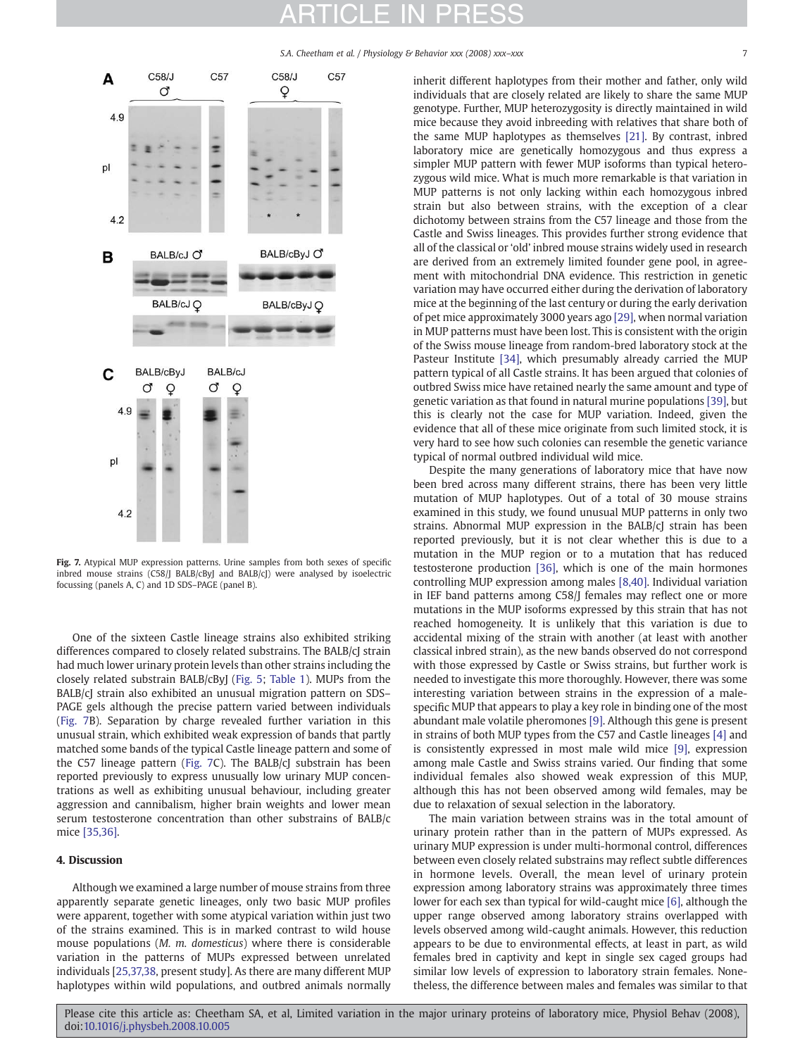Fig. 7. Atypical MUP expression patterns. Urine samples from both sexes of specific inbred mouse strains (C58/J BALB/cByJ and BALB/cJ) were analysed by isoelectric focussing (panels A, C) and 1D SDS–PAGE (panel B).

One of the sixteen Castle lineage strains also exhibited striking differences compared to closely related substrains. The BALB/cJ strain had much lower urinary protein levels than other strains including the closely related substrain BALB/cByJ (Fig. 5; Table 1). MUPs from the BALB/cJ strain also exhibited an unusual migration pattern on SDS–PAGE gels although the precise pattern varied between individuals (Fig. 7B). Separation by charge revealed further variation in this unusual strain, which exhibited weak expression of bands that partly matched some bands of the typical Castle lineage pattern and some of the C57 lineage pattern (Fig. 7C). The BALB/cJ substrain has been reported previously to express unusually low urinary MUP concentrations as well as exhibiting unusual behaviour, including greater aggression and cannibalism, higher brain weights and lower mean serum testosterone concentration than other substrains of BALB/c mice [35,36].

## 4. Discussion

Although we examined a large number of mouse strains from three apparently separate genetic lineages, only two basic MUP profiles were apparent, together with some atypical variation within just two of the strains examined. This is in marked contrast to wild house mouse populations (*M. m. domesticus*) where there is considerable variation in the patterns of MUPs expressed between unrelated individuals [25,37,38, present study]. As there are many different MUP haplotypes within wild populations, and outbred animals normally inherit different haplotypes from their mother and father, only wild individuals that are closely related are likely to share the same MUP genotype. Further, MUP heterozygosity is directly maintained in wild mice because they avoid inbreeding with relatives that share both of the same MUP haplotypes as themselves [21]. By contrast, inbred laboratory mice are genetically homozygous and thus express a simpler MUP pattern with fewer MUP isoforms than typical heterozygous wild mice. What is much more remarkable is that variation in MUP patterns is not only lacking within each homozygous inbred strain but also between strains, with the exception of a clear dichotomy between strains from the C57 lineage and those from the Castle and Swiss lineages. This provides further strong evidence that all of the classical or 'old' inbred mouse strains widely used in research are derived from an extremely limited founder gene pool, in agreement with mitochondrial DNA evidence. This restriction in genetic variation may have occurred either during the derivation of laboratory mice at the beginning of the last century or during the early derivation of pet mice approximately 3000 years ago [29], when normal variation in MUP patterns must have been lost. This is consistent with the origin of the Swiss mouse lineage from random-bred laboratory stock at the Pasteur Institute [34], which presumably already carried the MUP pattern typical of all Castle strains. It has been argued that colonies of outbred Swiss mice have retained nearly the same amount and type of genetic variation as that found in natural murine populations [39], but this is clearly not the case for MUP variation. Indeed, given the evidence that all of these mice originate from such limited stock, it is very hard to see how such colonies can resemble the genetic variance typical of normal outbred individual wild mice.

Despite the many generations of laboratory mice that have now been bred across many different strains, there has been very little mutation of MUP haplotypes. Out of a total of 30 mouse strains examined in this study, we found unusual MUP patterns in only two strains. Abnormal MUP expression in the BALB/cJ strain has been reported previously, but it is not clear whether this is due to a mutation in the MUP region or to a mutation that has reduced testosterone production [36], which is one of the main hormones controlling MUP expression among males [8,40]. Individual variation in IEF band patterns among C58/J females may reflect one or more mutations in the MUP isoforms expressed by this strain that has not reached homogeneity. It is unlikely that this variation is due to accidental mixing of the strain with another (at least with another classical inbred strain), as the new bands observed do not correspond with those expressed by Castle or Swiss strains, but further work is needed to investigate this more thoroughly. However, there was some interesting variation between strains in the expression of a male-specific MUP that appears to play a key role in binding one of the most abundant male volatile pheromones [9]. Although this gene is present in strains of both MUP types from the C57 and Castle lineages [4] and is consistently expressed in most male wild mice [9], expression among male Castle and Swiss strains varied. Our finding that some individual females also showed weak expression of this MUP, although this has not been observed among wild females, may be due to relaxation of sexual selection in the laboratory.

The main variation between strains was in the total amount of urinary protein rather than in the pattern of MUPs expressed. As urinary MUP expression is under multi-hormonal control, differences between even closely related substrains may reflect subtle differences in hormone levels. Overall, the mean level of urinary protein expression among laboratory strains was approximately three times lower for each sex than typical for wild-caught mice [6], although the upper range observed among laboratory strains overlapped with levels observed among wild-caught animals. However, this reduction appears to be due to environmental effects, at least in part, as wild females bred in captivity and kept in single sex caged groups had similar low levels of expression to laboratory strain females. Nonetheless, the difference between males and females was similar to that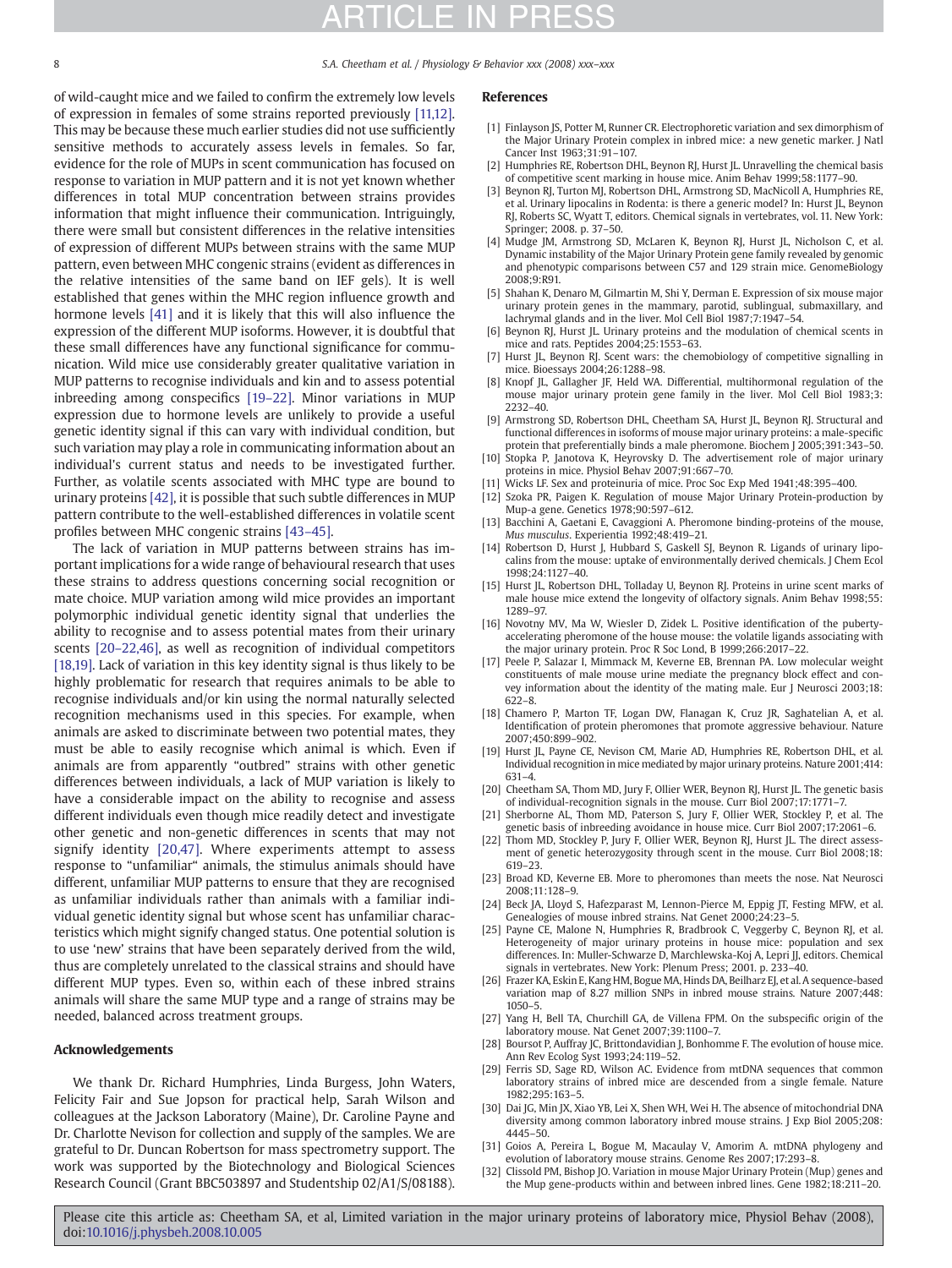of wild-caught mice and we failed to confirm the extremely low levels of expression in females of some strains reported previously [11,12]. This may be because these much earlier studies did not use sufficiently sensitive methods to accurately assess levels in females. So far, evidence for the role of MUPs in scent communication has focused on response to variation in MUP pattern and it is not yet known whether differences in total MUP concentration between strains provides information that might influence their communication. Intriguingly, there were small but consistent differences in the relative intensities of expression of different MUPs between strains with the same MUP pattern, even between MHC congenic strains (evident as differences in the relative intensities of the same band on IEF gels). It is well established that genes within the MHC region influence growth and hormone levels [41] and it is likely that this will also influence the expression of the different MUP isoforms. However, it is doubtful that these small differences have any functional significance for communication. Wild mice use considerably greater qualitative variation in MUP patterns to recognise individuals and kin and to assess potential inbreeding among conspecifics [19–22]. Minor variations in MUP expression due to hormone levels are unlikely to provide a useful genetic identity signal if this can vary with individual condition, but such variation may play a role in communicating information about an individual's current status and needs to be investigated further. Further, as volatile scents associated with MHC type are bound to urinary proteins [42], it is possible that such subtle differences in MUP pattern contribute to the well-established differences in volatile scent profiles between MHC congenic strains [43–45].

The lack of variation in MUP patterns between strains has important implications for a wide range of behavioural research that uses these strains to address questions concerning social recognition or mate choice. MUP variation among wild mice provides an important polymorphic individual genetic identity signal that underlies the ability to recognise and to assess potential mates from their urinary scents [20–22,46], as well as recognition of individual competitors [18,19]. Lack of variation in this key identity signal is thus likely to be highly problematic for research that requires animals to be able to recognise individuals and/or kin using the normal naturally selected recognition mechanisms used in this species. For example, when animals are asked to discriminate between two potential mates, they must be able to easily recognise which animal is which. Even if animals are from apparently "outbred" strains with other genetic differences between individuals, a lack of MUP variation is likely to have a considerable impact on the ability to recognise and assess different individuals even though mice readily detect and investigate other genetic and non-genetic differences in scents that may not signify identity [20,47]. Where experiments attempt to assess response to "unfamiliar" animals, the stimulus animals should have different, unfamiliar MUP patterns to ensure that they are recognised as unfamiliar individuals rather than animals with a familiar individual genetic identity signal but whose scent has unfamiliar characteristics which might signify changed status. One potential solution is to use 'new' strains that have been separately derived from the wild, thus are completely unrelated to the classical strains and should have different MUP types. Even so, within each of these inbred strains animals will share the same MUP type and a range of strains may be needed, balanced across treatment groups.

## Acknowledgements

We thank Dr. Richard Humphries, Linda Burgess, John Waters, Felicity Fair and Sue Jopson for practical help, Sarah Wilson and colleagues at the Jackson Laboratory (Maine), Dr. Caroline Payne and Dr. Charlotte Nevison for collection and supply of the samples. We are grateful to Dr. Duncan Robertson for mass spectrometry support. The work was supported by the Biotechnology and Biological Sciences Research Council (Grant BBC503897 and Studentship 02/A1/S/08188).

## References

[1] Finlayson JS, Potter M, Runner CR. Electrophoretic variation and sex dimorphism of the Major Urinary Protein complex in inbred mice: a new genetic marker. J Natl Cancer Inst 1963;31:91–107.

[2] Humphries RE, Robertson DHL, Beynon RJ, Hurst JL. Unravelling the chemical basis of competitive scent marking in house mice. Anim Behav 1999;58:1177–90.

[3] Beynon RJ, Turton MJ, Robertson DHL, Armstrong SD, MacNicoll A, Humphries RE, et al. Urinary lipocalins in Rodenta: is there a generic model? In: Hurst JL, Beynon RJ, Roberts SC, Wyatt T, editors. Chemical signals in vertebrates, vol. 11. New York: Springer; 2008. p. 37–50.

[4] Mudge JM, Armstrong SD, McLaren K, Beynon RJ, Hurst JL, Nicholson C, et al. Dynamic instability of the Major Urinary Protein gene family revealed by genomic and phenotypic comparisons between C57 and 129 strain mice. GenomeBiology 2008;9:R91.

[5] Shahan K, Denaro M, Gilmartin M, Shi Y, Derman E. Expression of six mouse major urinary protein genes in the mammary, parotid, sublingual, submaxillary, and lachrymal glands and in the liver. Mol Cell Biol 1987;7:1947–54.

[6] Beynon RJ, Hurst JL. Urinary proteins and the modulation of chemical scents in mice and rats. Peptides 2004;25:1553–63.

[7] Hurst JL, Beynon RJ. Scent wars: the chemobiology of competitive signalling in mice. Bioessays 2004;26:1288–98.

[8] Knopf JL, Gallagher JF, Held WA. Differential, multihormonal regulation of the mouse major urinary protein gene family in the liver. Mol Cell Biol 1983;3:2232–40.

[9] Armstrong SD, Robertson DHL, Cheetham SA, Hurst JL, Beynon RJ. Structural and functional differences in isoforms of mouse major urinary proteins: a male-specific protein that preferentially binds a male pheromone. Biochem J 2005;391:343–50.

[10] Stopka P, Janotova K, Heyrovsky D. The advertisement role of major urinary proteins in mice. Physiol Behav 2007;91:667–70.

[11] Wicks LF. Sex and proteinuria of mice. Proc Soc Exp Med 1941;48:395–400.

[12] Szoka PR, Paigen K. Regulation of mouse Major Urinary Protein-production by Mup-a gene. Genetics 1978;90:597–612.

[13] Bacchini A, Gaetani E, Cavaggioni A. Pheromone binding-proteins of the mouse, *Mus musculus*. Experientia 1992;48:419–21.

[14] Robertson D, Hurst J, Hubbard S, Gaskell SJ, Beynon R. Ligands of urinary lipocalins from the mouse: uptake of environmentally derived chemicals. J Chem Ecol 1998;24:1127–40.

[15] Hurst JL, Robertson DHL, Tolladay U, Beynon RJ. Proteins in urine scent marks of male house mice extend the longevity of olfactory signals. Anim Behav 1998;55:1289–97.

[16] Novotny MV, Ma W, Wiesler D, Zidek L. Positive identification of the puberty-accelerating pheromone of the house mouse: the volatile ligands associating with the major urinary protein. Proc R Soc Lond, B 1999;266:2017–22.

[17] Peele P, Salazar I, Mimmack M, Keverne EB, Brennan PA. Low molecular weight constituents of male mouse urine mediate the pregnancy block effect and convey information about the identity of the mating male. Eur J Neurosci 2003;18:622–8.

[18] Chamero P, Marton TF, Logan DW, Flanagan K, Cruz JR, Saghatelian A, et al. Identification of protein pheromones that promote aggressive behaviour. Nature 2007;450:899–902.

[19] Hurst JL, Payne CE, Nevison CM, Marie AD, Humphries RE, Robertson DHL, et al. Individual recognition in mice mediated by major urinary proteins. Nature 2001;414:631–4.

[20] Cheetham SA, Thom MD, Jury F, Ollier WER, Beynon RJ, Hurst JL. The genetic basis of individual-recognition signals in the mouse. Curr Biol 2007;17:1771–7.

[21] Sherborne AL, Thom MD, Paterson S, Jury F, Ollier WER, Stockley P, et al. The genetic basis of inbreeding avoidance in house mice. Curr Biol 2007;17:2061–6.

[22] Thom MD, Stockley P, Jury F, Ollier WER, Beynon RJ, Hurst JL. The direct assessment of genetic heterozygosity through scent in the mouse. Curr Biol 2008;18:619–23.

[23] Broad KD, Keverne EB. More to pheromones than meets the nose. Nat Neurosci 2008;11:128–9.

[24] Beck JA, Lloyd S, Hafezparast M, Lennon-Pierce M, Eppig JT, Festing MFW, et al. Genealogies of mouse inbred strains. Nat Genet 2000;24:23–5.

[25] Payne CE, Malone N, Humphries R, Bradbrook C, Veggerby C, Beynon RJ, et al. Heterogeneity of major urinary proteins in house mice: population and sex differences. In: Muller-Schwarze D, Marchlewska-Koj A, Lepri JJ, editors. Chemical signals in vertebrates. New York: Plenum Press; 2001. p. 233–40.

[26] Frazer KA, Eskin E, Kang HM, Bogue MA, Hinds DA, Beilharz EJ, et al. A sequence-based variation map of 8.27 million SNPs in inbred mouse strains. Nature 2007;448:1050–5.

[27] Yang H, Bell TA, Churchill GA, de Villena FPM. On the subspecific origin of the laboratory mouse. Nat Genet 2007;39:1100–7.

[28] Boursot P, Auffray JC, Brittondavidian J, Bonhomme F. The evolution of house mice. Ann Rev Ecolog Syst 1993;24:119–52.

[29] Ferris SD, Sage RD, Wilson AC. Evidence from mtDNA sequences that common laboratory strains of inbred mice are descended from a single female. Nature 1982;295:163–5.

[30] Dai JG, Min JX, Xiao YB, Lei X, Shen WH, Wei H. The absence of mitochondrial DNA diversity among common laboratory inbred mouse strains. J Exp Biol 2005;208:4445–50.

[31] Goios A, Pereira L, Bogue M, Macaulay V, Amorim A. mtDNA phylogeny and evolution of laboratory mouse strains. Genome Res 2007;17:293–8.

[32] Clissold PM, Bishop JO. Variation in mouse Major Urinary Protein (Mup) genes and the Mup gene-products within and between inbred lines. Gene 1982;18:211–20.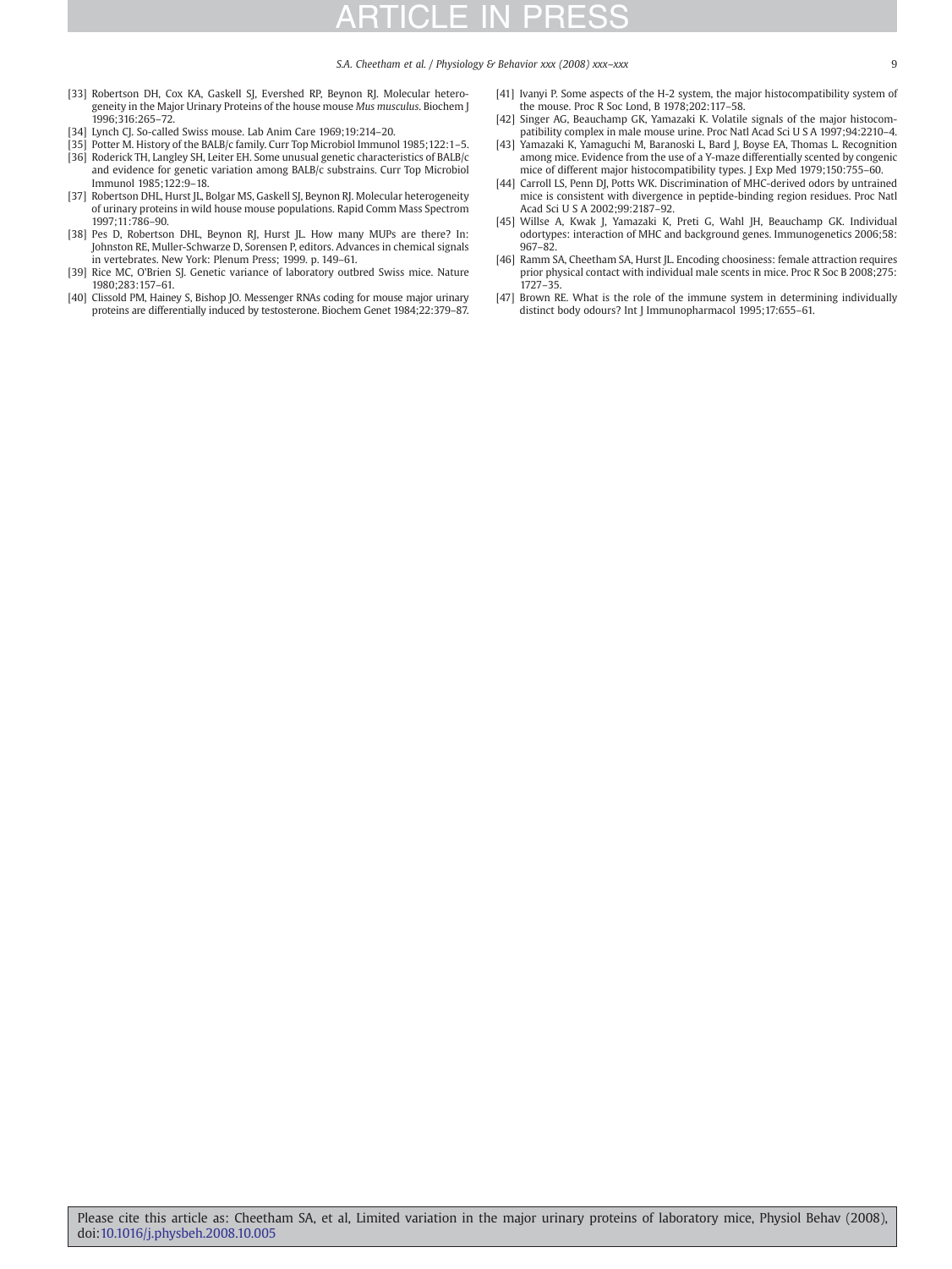[33] Robertson DH, Cox KA, Gaskell SJ, Evershed RP, Beynon RJ. Molecular heterogeneity in the Major Urinary Proteins of the house mouse *Mus musculus*. Biochem J 1996;316:265–72.

[34] Lynch CJ. So-called Swiss mouse. Lab Anim Care 1969;19:214–20.

[35] Potter M. History of the BALB/c family. Curr Top Microbiol Immunol 1985;122:1–5.

[36] Roderick TH, Langley SH, Leiter EH. Some unusual genetic characteristics of BALB/c and evidence for genetic variation among BALB/c substrains. Curr Top Microbiol Immunol 1985;122:9–18.

[37] Robertson DHL, Hurst JL, Bolgar MS, Gaskell SJ, Beynon RJ. Molecular heterogeneity of urinary proteins in wild house mouse populations. Rapid Comm Mass Spectrom 1997;11:786–90.

[38] Pes D, Robertson DHL, Beynon RJ, Hurst JL. How many MUPs are there? In: Johnston RE, Muller-Schwarze D, Sorensen P, editors. Advances in chemical signals in vertebrates. New York: Plenum Press; 1999. p. 149–61.

[39] Rice MC, O'Brien SJ. Genetic variance of laboratory outbred Swiss mice. Nature 1980;283:157–61.

[40] Clissold PM, Hainey S, Bishop JO. Messenger RNAs coding for mouse major urinary proteins are differentially induced by testosterone. Biochem Genet 1984;22:379–87.

[41] Ivanyi P. Some aspects of the H-2 system, the major histocompatibility system of the mouse. Proc R Soc Lond, B 1978;202:117–58.

[42] Singer AG, Beauchamp GK, Yamazaki K. Volatile signals of the major histocompatibility complex in male mouse urine. Proc Natl Acad Sci U S A 1997;94:2210–4.

[43] Yamazaki K, Yamaguchi M, Baranoski L, Bard J, Boyse EA, Thomas L. Recognition among mice. Evidence from the use of a Y-maze differentially scented by congenic mice of different major histocompatibility types. J Exp Med 1979;150:755–60.

[44] Carroll LS, Penn DJ, Potts WK. Discrimination of MHC-derived odors by untrained mice is consistent with divergence in peptide-binding region residues. Proc Natl Acad Sci U S A 2002;99:2187–92.

[45] Willse A, Kwak J, Yamazaki K, Preti G, Wahl JH, Beauchamp GK. Individual odortypes: interaction of MHC and background genes. Immunogenetics 2006;58:967–82.

[46] Ramm SA, Cheetham SA, Hurst JL. Encoding choosiness: female attraction requires prior physical contact with individual male scents in mice. Proc R Soc B 2008;275:1727–35.

[47] Brown RE. What is the role of the immune system in determining individually distinct body odours? Int J Immunopharmacol 1995;17:655–61.